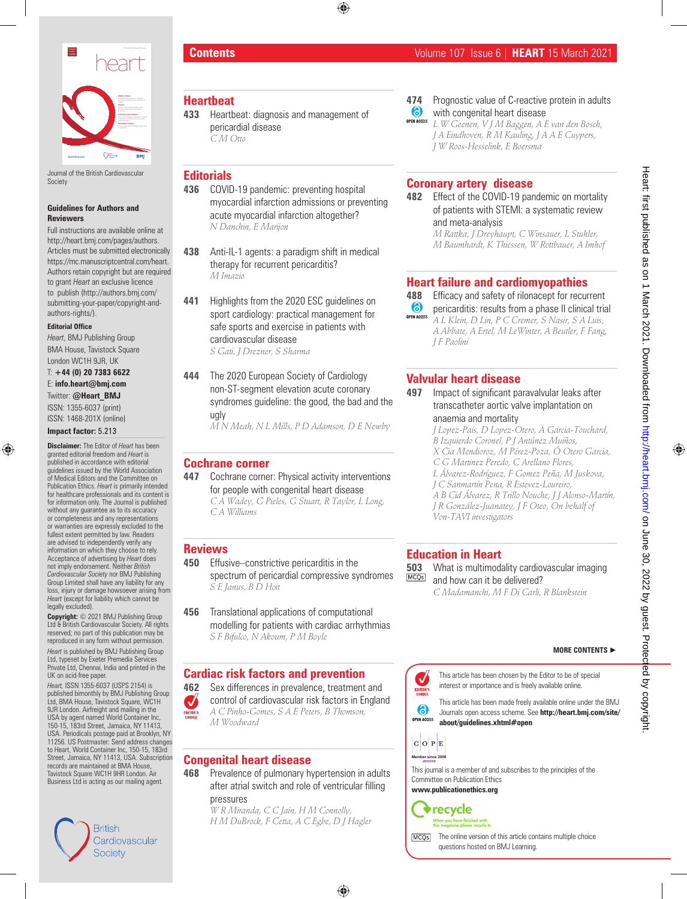# Contents

Volume 107 Issue 6 | **HEART** 15 March 2021

Journal of the British Cardiovascular Society

**Guidelines for Authors and Reviewers**

Full instructions are available online at http://heart.bmj.com/pages/authors. Articles must be submitted electronically https://mc.manuscriptcentral.com/heart. Authors retain copyright but are required to grant *Heart* an exclusive licence to publish (http://authors.bmj.com/submitting-your-paper/copyright-and-authors-rights/).

**Editorial Office**

*Heart*, BMJ Publishing Group
BMA House, Tavistock Square
London WC1H 9JR, UK
T: **+44 (0) 20 7383 6622**
E: **info.heart@bmj.com**
Twitter: **@Heart_BMJ**
ISSN: 1355-6037 (print)
ISSN: 1468-201X (online)

**Impact factor:** 5.213

**Disclaimer:** The Editor of *Heart* has been granted editorial freedom and *Heart* is published in accordance with editorial guidelines issued by the World Association of Medical Editors and the Committee on Publication Ethics. *Heart* is primarily intended for healthcare professionals and its content is for information only. The Journal is published without any guarantee as to its accuracy or completeness and any representations or warranties are expressly excluded to the fullest extent permitted by law. Readers are advised to independently verify any information on which they choose to rely. Acceptance of advertising by *Heart* does not imply endorsement. Neither *British Cardiovascular Society* nor BMJ Publishing Group Limited shall have any liability for any loss, injury or damage howsoever arising from *Heart* (except for liability which cannot be legally excluded).

**Copyright:** © 2021 BMJ Publishing Group Ltd & British Cardiovascular Society. All rights reserved; no part of this publication may be reproduced in any form without permission.

*Heart* is published by BMJ Publishing Group Ltd, typeset by Exeter Premedia Services Private Ltd, Chennai, India and printed in the UK on acid-free paper.

*Heart*, ISSN 1355-6037 (USPS 2154) is published bimonthly by BMJ Publishing Group Ltd, BMA House, Tavistock Square, WC1H 9JR London. Airfreight and mailing in the USA by agent named World Container Inc, 150-15, 183rd Street, Jamaica, NY 11413, USA. Periodicals postage paid at Brooklyn, NY 11256. US Postmaster: Send address changes to Heart, World Container Inc, 150-15, 183rd Street, Jamaica, NY 11413, USA. Subscription records are maintained at BMA House, Tavistock Square WC1H 9HR London. Air Business Ltd is acting as our mailing agent.

British Cardiovascular Society

## Heartbeat

**433** Heartbeat: diagnosis and management of pericardial disease
*C M Otto*

## Editorials

**436** COVID-19 pandemic: preventing hospital myocardial infarction admissions or preventing acute myocardial infarction altogether?
*N Danchin, E Marijon*

**438** Anti-IL-1 agents: a paradigm shift in medical therapy for recurrent pericarditis?
*M Imazio*

**441** Highlights from the 2020 ESC guidelines on sport cardiology: practical management for safe sports and exercise in patients with cardiovascular disease
*S Gati, J Drezner, S Sharma*

**444** The 2020 European Society of Cardiology non-ST-segment elevation acute coronary syndromes guideline: the good, the bad and the ugly
*M N Meah, N L Mills, P D Adamson, D E Newby*

## Cochrane corner

**447** Cochrane corner: Physical activity interventions for people with congenital heart disease
*C A Wadey, G Pieles, G Stuart, R Taylor, L Long, C A Williams*

## Reviews

**450** Effusive–constrictive pericarditis in the spectrum of pericardial compressive syndromes
*S E Janus, B D Hoit*

**456** Translational applications of computational modelling for patients with cardiac arrhythmias
*S F Bifulco, N Akoum, P M Boyle*

## Cardiac risk factors and prevention

**462** (Editor's choice) Sex differences in prevalence, treatment and control of cardiovascular risk factors in England
*A C Pinho-Gomes, S A E Peters, B Thomson, M Woodward*

## Congenital heart disease

**468** Prevalence of pulmonary hypertension in adults after atrial switch and role of ventricular filling pressures
*W R Miranda, C C Jain, H M Connolly, H M DuBrock, F Cetta, A C Egbe, D J Hagler*

**474** (Open access) Prognostic value of C-reactive protein in adults with congenital heart disease
*L W Geenen, V J M Baggen, A E van den Bosch, J A Eindhoven, R M Kauling, J A A E Cuypers, J W Roos-Hesselink, E Boersma*

## Coronary artery disease

**482** Effect of the COVID-19 pandemic on mortality of patients with STEMI: a systematic review and meta-analysis
*M Rattka, J Dreyhaupt, C Winsauer, L Stuhler, M Baumhardt, K Thiessen, W Rottbauer, A Imhof*

## Heart failure and cardiomyopathies

**488** (Open access) Efficacy and safety of rilonacept for recurrent pericarditis: results from a phase II clinical trial
*A L Klein, D Lin, P C Cremer, S Nasir, S A Luis, A Abbate, A Ertel, M LeWinter, A Beutler, F Fang, J F Paolini*

## Valvular heart disease

**497** Impact of significant paravalvular leaks after transcatheter aortic valve implantation on anaemia and mortality
*J Lopez-Pais, D Lopez-Otero, A Garcia-Touchard, B Izquierdo Coronel, P J Antúnez Muiños, X Cia Mendioroz, M Pérez-Poza, Ó Otero García, C G Martinez Peredo, C Arellano Flores, L Álvarez-Rodríguez, F Gomez Peña, M Juskova, J C Sanmartín Pena, R Estevez-Loureiro, A B Cid Álvarez, R Trillo Nouche, J J Alonso-Martín, J R González-Juanatey, J F Oteo, On behalf of Von-TAVI investigators*

## Education in Heart

**503** (MCQs) What is multimodality cardiovascular imaging and how can it be delivered?
*C Madamanchi, M F Di Carli, R Blankstein*

**MORE CONTENTS ►**

(Editor's choice) This article has been chosen by the Editor to be of special interest or importance and is freely available online.

(Open access) This article has been made freely available online under the BMJ Journals open access scheme. See **http://heart.bmj.com/site/about/guidelines.xhtml#open**

COPE Member since 2008

This journal is a member of and subscribes to the principles of the Committee on Publication Ethics
**www.publicationethics.org**

recycle — When you have finished with this magazine please recycle it.

(MCQs) The online version of this article contains multiple choice questions hosted on BMJ Learning.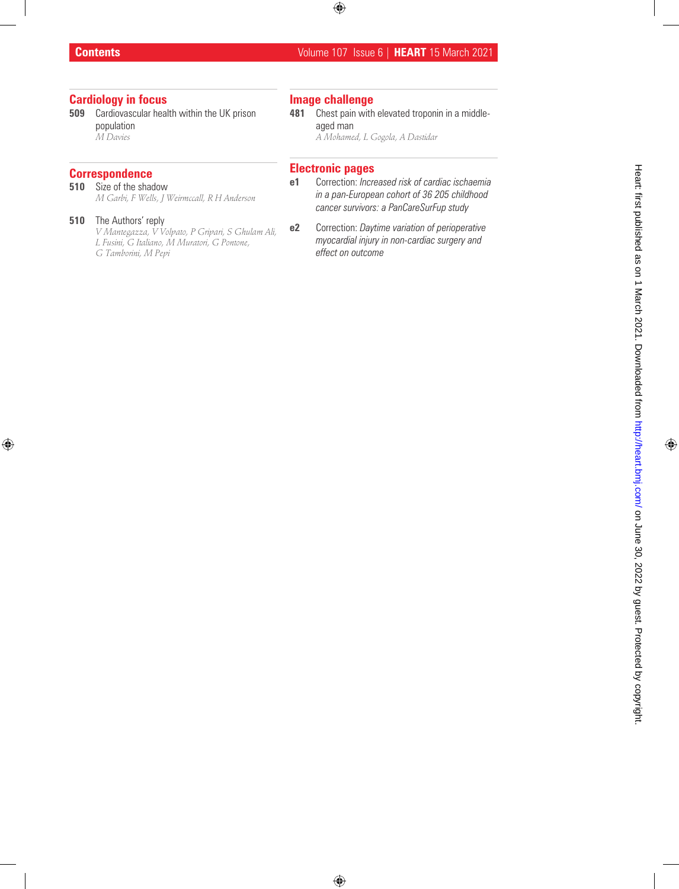## Contents

## Cardiology in focus

**509** Cardiovascular health within the UK prison population
*M Davies*

## Correspondence

**510** Size of the shadow
*M Garbi, F Wells, J Weirmccall, R H Anderson*

**510** The Authors' reply
*V Mantegazza, V Volpato, P Gripari, S Ghulam Ali, L Fusini, G Italiano, M Muratori, G Pontone, G Tamborini, M Pepi*

## Image challenge

**481** Chest pain with elevated troponin in a middle-aged man
*A Mohamed, L Gogola, A Dastidar*

## Electronic pages

**e1** Correction: *Increased risk of cardiac ischaemia in a pan-European cohort of 36 205 childhood cancer survivors: a PanCareSurFup study*

**e2** Correction: *Daytime variation of perioperative myocardial injury in non-cardiac surgery and effect on outcome*

Heart: first published as on 1 March 2021. Downloaded from http://heart.bmj.com/ on June 30, 2022 by guest. Protected by copyright.